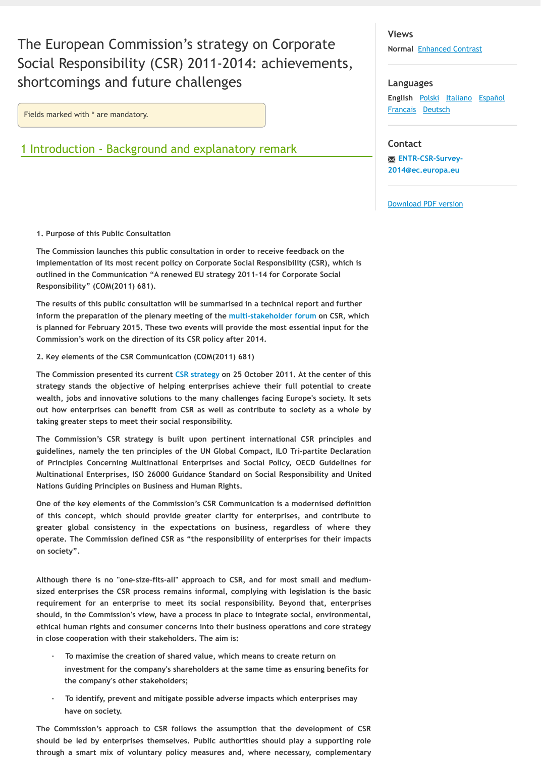# The European Commission's strategy on Corporate Social Responsibility (CSR) 2011-2014: achievements, shortcomings and future challenges

Fields marked with * are mandatory.

**Views**

Normal Enhanced Contrast

**Languages**

English Polski Italiano Español Français Deutsch

**Contact**

ENTR-CSR-Survey-2014@ec.europa.eu

Download PDF version

## 1 Introduction - Background and explanatory remark

1. Purpose of this Public Consultation

The Commission launches this public consultation in order to receive feedback on the implementation of its most recent policy on Corporate Social Responsibility (CSR), which is outlined in the Communication "A renewed EU strategy 2011-14 for Corporate Social Responsibility" (COM(2011) 681).

The results of this public consultation will be summarised in a technical report and further inform the preparation of the plenary meeting of the multi-stakeholder forum on CSR, which is planned for February 2015. These two events will provide the most essential input for the Commission's work on the direction of its CSR policy after 2014.

2. Key elements of the CSR Communication (COM(2011) 681)

The Commission presented its current CSR strategy on 25 October 2011. At the center of this strategy stands the objective of helping enterprises achieve their full potential to create wealth, jobs and innovative solutions to the many challenges facing Europe's society. It sets out how enterprises can benefit from CSR as well as contribute to society as a whole by taking greater steps to meet their social responsibility.

The Commission's CSR strategy is built upon pertinent international CSR principles and guidelines, namely the ten principles of the UN Global Compact, ILO Tri-partite Declaration of Principles Concerning Multinational Enterprises and Social Policy, OECD Guidelines for Multinational Enterprises, ISO 26000 Guidance Standard on Social Responsibility and United Nations Guiding Principles on Business and Human Rights.

One of the key elements of the Commission's CSR Communication is a modernised definition of this concept, which should provide greater clarity for enterprises, and contribute to greater global consistency in the expectations on business, regardless of where they operate. The Commission defined CSR as "the responsibility of enterprises for their impacts on society".

Although there is no "one-size-fits-all" approach to CSR, and for most small and medium-sized enterprises the CSR process remains informal, complying with legislation is the basic requirement for an enterprise to meet its social responsibility. Beyond that, enterprises should, in the Commission's view, have a process in place to integrate social, environmental, ethical human rights and consumer concerns into their business operations and core strategy in close cooperation with their stakeholders. The aim is:

- To maximise the creation of shared value, which means to create return on investment for the company's shareholders at the same time as ensuring benefits for the company's other stakeholders;
- To identify, prevent and mitigate possible adverse impacts which enterprises may have on society.

The Commission's approach to CSR follows the assumption that the development of CSR should be led by enterprises themselves. Public authorities should play a supporting role through a smart mix of voluntary policy measures and, where necessary, complementary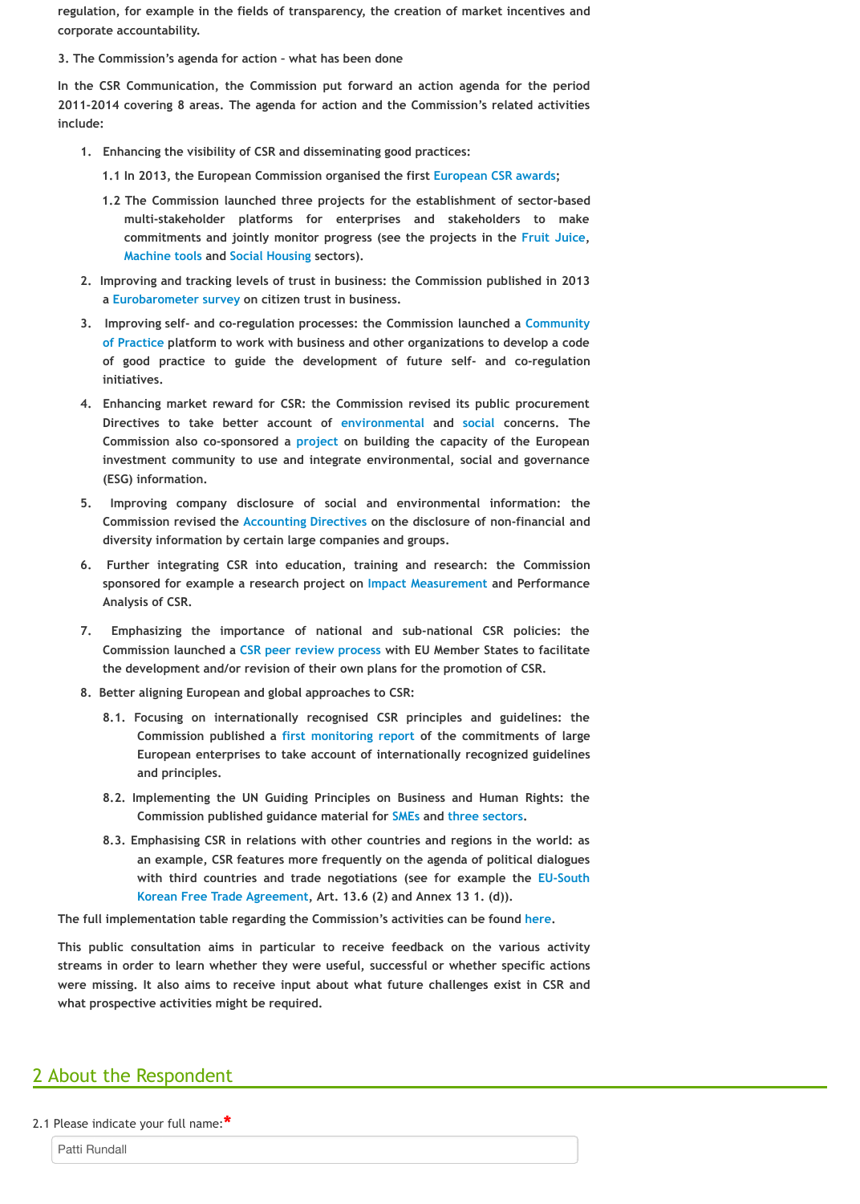regulation, for example in the fields of transparency, the creation of market incentives and corporate accountability.

3. The Commission's agenda for action - what has been done

In the CSR Communication, the Commission put forward an action agenda for the period 2011-2014 covering 8 areas. The agenda for action and the Commission's related activities include:

1. Enhancing the visibility of CSR and disseminating good practices:
   - 1.1 In 2013, the European Commission organised the first European CSR awards;
   - 1.2 The Commission launched three projects for the establishment of sector-based multi-stakeholder platforms for enterprises and stakeholders to make commitments and jointly monitor progress (see the projects in the Fruit Juice, Machine tools and Social Housing sectors).
2. Improving and tracking levels of trust in business: the Commission published in 2013 a Eurobarometer survey on citizen trust in business.
3. Improving self- and co-regulation processes: the Commission launched a Community of Practice platform to work with business and other organizations to develop a code of good practice to guide the development of future self- and co-regulation initiatives.
4. Enhancing market reward for CSR: the Commission revised its public procurement Directives to take better account of environmental and social concerns. The Commission also co-sponsored a project on building the capacity of the European investment community to use and integrate environmental, social and governance (ESG) information.
5. Improving company disclosure of social and environmental information: the Commission revised the Accounting Directives on the disclosure of non-financial and diversity information by certain large companies and groups.
6. Further integrating CSR into education, training and research: the Commission sponsored for example a research project on Impact Measurement and Performance Analysis of CSR.
7. Emphasizing the importance of national and sub-national CSR policies: the Commission launched a CSR peer review process with EU Member States to facilitate the development and/or revision of their own plans for the promotion of CSR.
8. Better aligning European and global approaches to CSR:
   - 8.1. Focusing on internationally recognised CSR principles and guidelines: the Commission published a first monitoring report of the commitments of large European enterprises to take account of internationally recognized guidelines and principles.
   - 8.2. Implementing the UN Guiding Principles on Business and Human Rights: the Commission published guidance material for SMEs and three sectors.
   - 8.3. Emphasising CSR in relations with other countries and regions in the world: as an example, CSR features more frequently on the agenda of political dialogues with third countries and trade negotiations (see for example the EU-South Korean Free Trade Agreement, Art. 13.6 (2) and Annex 13 1. (d)).

The full implementation table regarding the Commission's activities can be found here.

This public consultation aims in particular to receive feedback on the various activity streams in order to learn whether they were useful, successful or whether specific actions were missing. It also aims to receive input about what future challenges exist in CSR and what prospective activities might be required.

## 2 About the Respondent

2.1 Please indicate your full name:*

Patti Rundall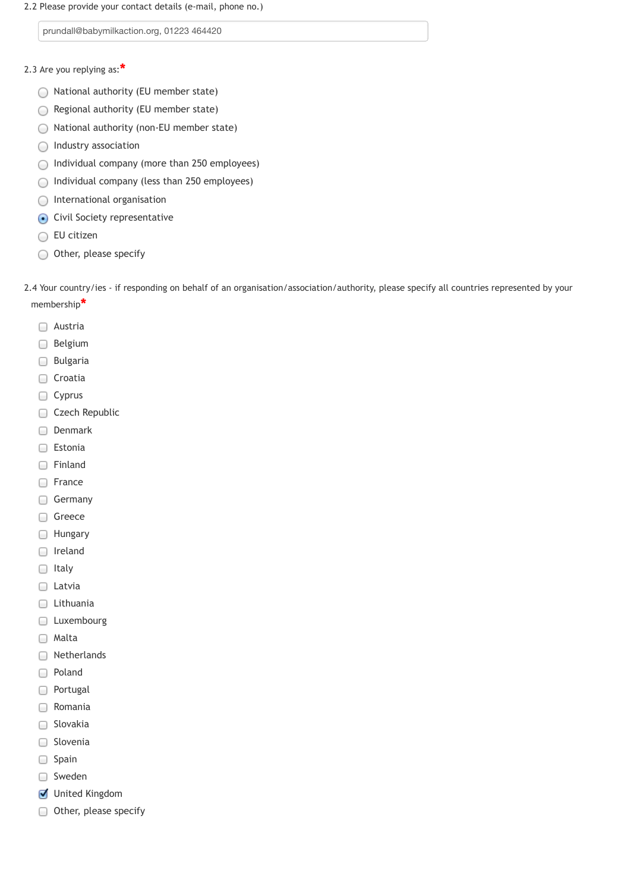2.2 Please provide your contact details (e-mail, phone no.)

prundall@babymilkaction.org, 01223 464420

2.3 Are you replying as:*

- ( ) National authority (EU member state)
- ( ) Regional authority (EU member state)
- ( ) National authority (non-EU member state)
- ( ) Industry association
- ( ) Individual company (more than 250 employees)
- ( ) Individual company (less than 250 employees)
- ( ) International organisation
- (•) Civil Society representative
- ( ) EU citizen
- ( ) Other, please specify

2.4 Your country/ies - if responding on behalf of an organisation/association/authority, please specify all countries represented by your membership*

- [ ] Austria
- [ ] Belgium
- [ ] Bulgaria
- [ ] Croatia
- [ ] Cyprus
- [ ] Czech Republic
- [ ] Denmark
- [ ] Estonia
- [ ] Finland
- [ ] France
- [ ] Germany
- [ ] Greece
- [ ] Hungary
- [ ] Ireland
- [ ] Italy
- [ ] Latvia
- [ ] Lithuania
- [ ] Luxembourg
- [ ] Malta
- [ ] Netherlands
- [ ] Poland
- [ ] Portugal
- [ ] Romania
- [ ] Slovakia
- [ ] Slovenia
- [ ] Spain
- [ ] Sweden
- [x] United Kingdom
- [ ] Other, please specify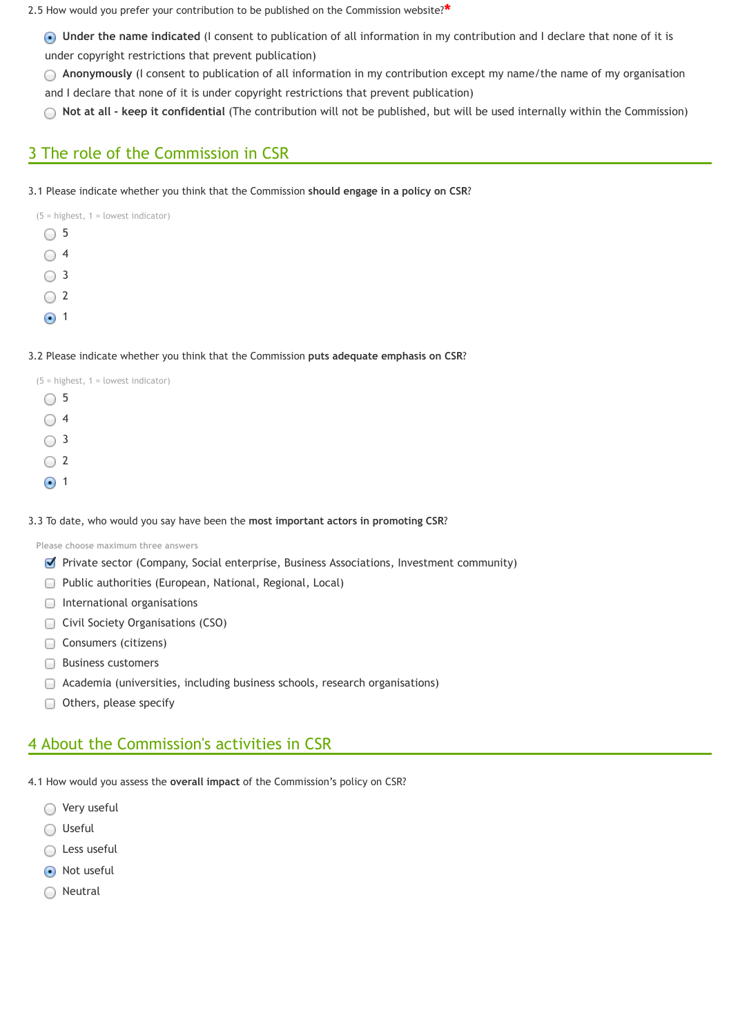2.5 How would you prefer your contribution to be published on the Commission website?*

- (x) **Under the name indicated** (I consent to publication of all information in my contribution and I declare that none of it is under copyright restrictions that prevent publication)
- ( ) **Anonymously** (I consent to publication of all information in my contribution except my name/the name of my organisation and I declare that none of it is under copyright restrictions that prevent publication)
- ( ) **Not at all - keep it confidential** (The contribution will not be published, but will be used internally within the Commission)

## 3 The role of the Commission in CSR

3.1 Please indicate whether you think that the Commission **should engage in a policy on CSR**?

(5 = highest, 1 = lowest indicator)

- ( ) 5
- ( ) 4
- ( ) 3
- ( ) 2
- (x) 1

3.2 Please indicate whether you think that the Commission **puts adequate emphasis on CSR**?

(5 = highest, 1 = lowest indicator)

- ( ) 5
- ( ) 4
- ( ) 3
- ( ) 2
- (x) 1

3.3 To date, who would you say have been the **most important actors in promoting CSR**?

Please choose maximum three answers

- [x] Private sector (Company, Social enterprise, Business Associations, Investment community)
- [ ] Public authorities (European, National, Regional, Local)
- [ ] International organisations
- [ ] Civil Society Organisations (CSO)
- [ ] Consumers (citizens)
- [ ] Business customers
- [ ] Academia (universities, including business schools, research organisations)
- [ ] Others, please specify

## 4 About the Commission's activities in CSR

4.1 How would you assess the **overall impact** of the Commission's policy on CSR?

- ( ) Very useful
- ( ) Useful
- ( ) Less useful
- (x) Not useful
- ( ) Neutral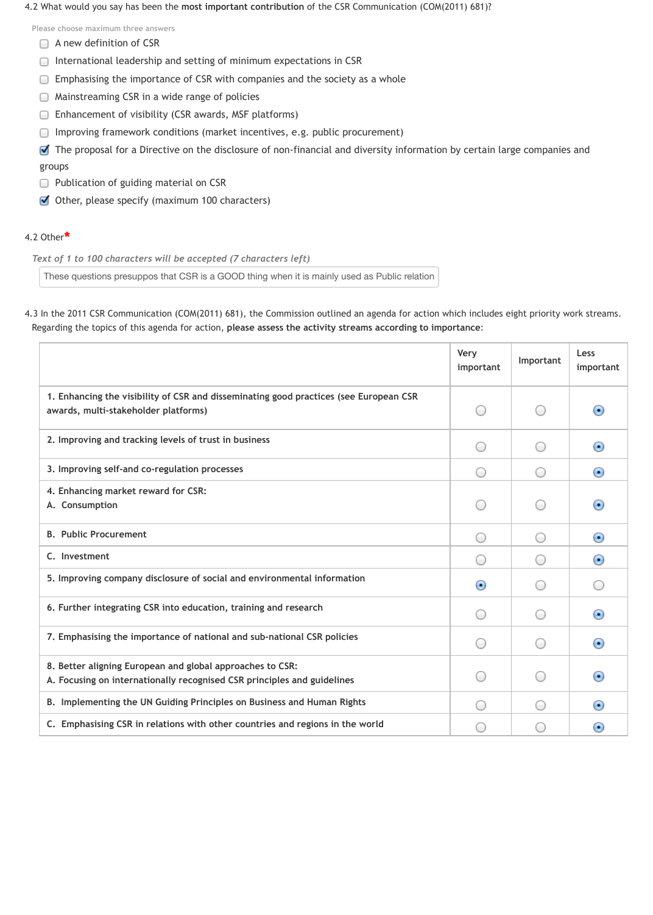4.2 What would you say has been the **most important contribution** of the CSR Communication (COM(2011) 681)?

Please choose maximum three answers

- [ ] A new definition of CSR
- [ ] International leadership and setting of minimum expectations in CSR
- [ ] Emphasising the importance of CSR with companies and the society as a whole
- [ ] Mainstreaming CSR in a wide range of policies
- [ ] Enhancement of visibility (CSR awards, MSF platforms)
- [ ] Improving framework conditions (market incentives, e.g. public procurement)
- [x] The proposal for a Directive on the disclosure of non-financial and diversity information by certain large companies and groups
- [ ] Publication of guiding material on CSR
- [x] Other, please specify (maximum 100 characters)

4.2 Other*

*Text of 1 to 100 characters will be accepted (7 characters left)*

These questions presuppos that CSR is a GOOD thing when it is mainly used as Public relation

4.3 In the 2011 CSR Communication (COM(2011) 681), the Commission outlined an agenda for action which includes eight priority work streams. Regarding the topics of this agenda for action, **please assess the activity streams according to importance**:

| | Very important | Important | Less important |
|---|---|---|---|
| **1. Enhancing the visibility of CSR and disseminating good practices (see European CSR awards, multi-stakeholder platforms)** | ○ | ○ | ● |
| **2. Improving and tracking levels of trust in business** | ○ | ○ | ● |
| **3. Improving self-and co-regulation processes** | ○ | ○ | ● |
| **4. Enhancing market reward for CSR: A. Consumption** | ○ | ○ | ● |
| **B. Public Procurement** | ○ | ○ | ● |
| **C. Investment** | ○ | ○ | ● |
| **5. Improving company disclosure of social and environmental information** | ● | ○ | ○ |
| **6. Further integrating CSR into education, training and research** | ○ | ○ | ● |
| **7. Emphasising the importance of national and sub-national CSR policies** | ○ | ○ | ● |
| **8. Better aligning European and global approaches to CSR: A. Focusing on internationally recognised CSR principles and guidelines** | ○ | ○ | ● |
| **B. Implementing the UN Guiding Principles on Business and Human Rights** | ○ | ○ | ● |
| **C. Emphasising CSR in relations with other countries and regions in the world** | ○ | ○ | ● |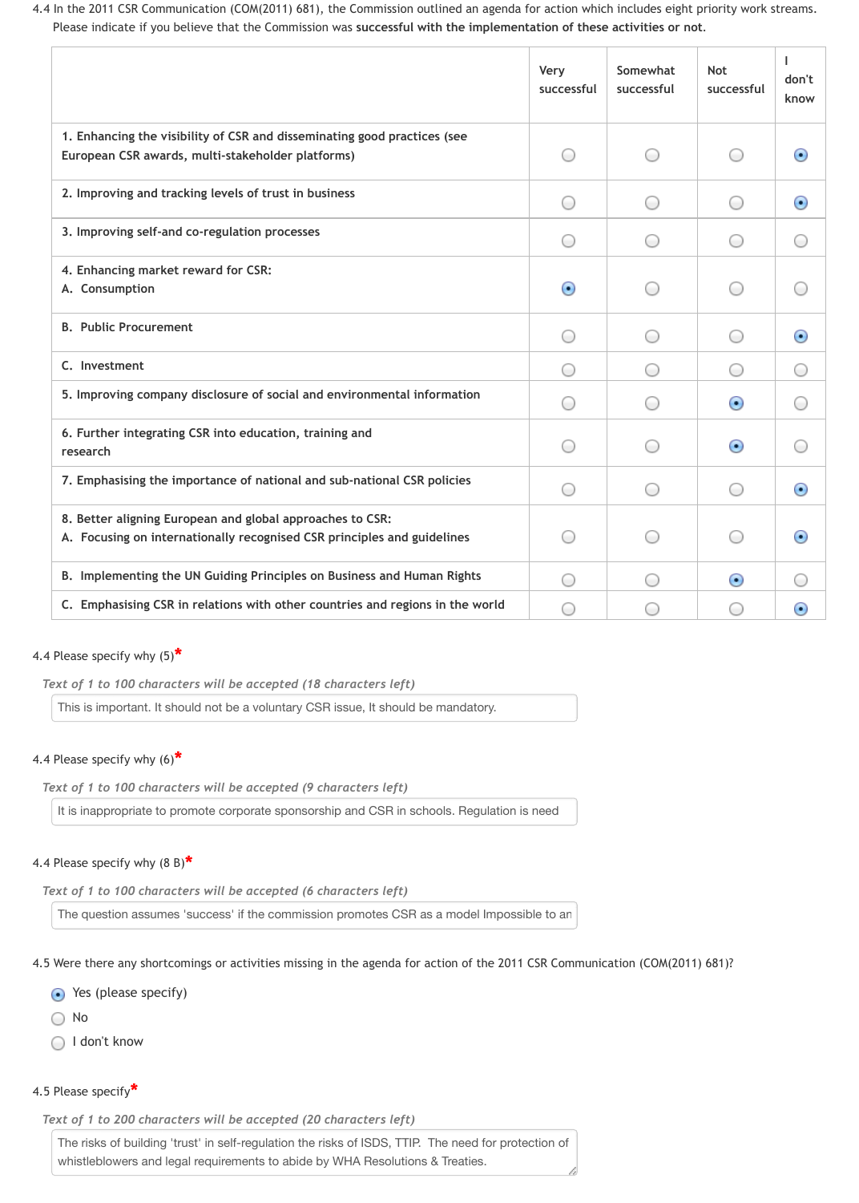4.4 In the 2011 CSR Communication (COM(2011) 681), the Commission outlined an agenda for action which includes eight priority work streams. Please indicate if you believe that the Commission was **successful with the implementation of these activities or not**.

| | Very successful | Somewhat successful | Not successful | I don't know |
|---|---|---|---|---|
| **1. Enhancing the visibility of CSR and disseminating good practices (see European CSR awards, multi-stakeholder platforms)** | ○ | ○ | ○ | ● |
| **2. Improving and tracking levels of trust in business** | ○ | ○ | ○ | ● |
| **3. Improving self-and co-regulation processes** | ○ | ○ | ○ | ○ |
| **4. Enhancing market reward for CSR: A. Consumption** | ● | ○ | ○ | ○ |
| **B. Public Procurement** | ○ | ○ | ○ | ● |
| **C. Investment** | ○ | ○ | ○ | ○ |
| **5. Improving company disclosure of social and environmental information** | ○ | ○ | ● | ○ |
| **6. Further integrating CSR into education, training and research** | ○ | ○ | ● | ○ |
| **7. Emphasising the importance of national and sub-national CSR policies** | ○ | ○ | ○ | ● |
| **8. Better aligning European and global approaches to CSR: A. Focusing on internationally recognised CSR principles and guidelines** | ○ | ○ | ○ | ● |
| **B. Implementing the UN Guiding Principles on Business and Human Rights** | ○ | ○ | ● | ○ |
| **C. Emphasising CSR in relations with other countries and regions in the world** | ○ | ○ | ○ | ● |

4.4 Please specify why (5)*

*Text of 1 to 100 characters will be accepted (18 characters left)*

This is important. It should not be a voluntary CSR issue, It should be mandatory.

4.4 Please specify why (6)*

*Text of 1 to 100 characters will be accepted (9 characters left)*

It is inappropriate to promote corporate sponsorship and CSR in schools. Regulation is need

4.4 Please specify why (8 B)*

*Text of 1 to 100 characters will be accepted (6 characters left)*

The question assumes 'success' if the commission promotes CSR as a model Impossible to an

4.5 Were there any shortcomings or activities missing in the agenda for action of the 2011 CSR Communication (COM(2011) 681)?

- ● Yes (please specify)
- ○ No
- ○ I don't know

4.5 Please specify*

*Text of 1 to 200 characters will be accepted (20 characters left)*

The risks of building 'trust' in self-regulation the risks of ISDS, TTIP. The need for protection of whistleblowers and legal requirements to abide by WHA Resolutions & Treaties.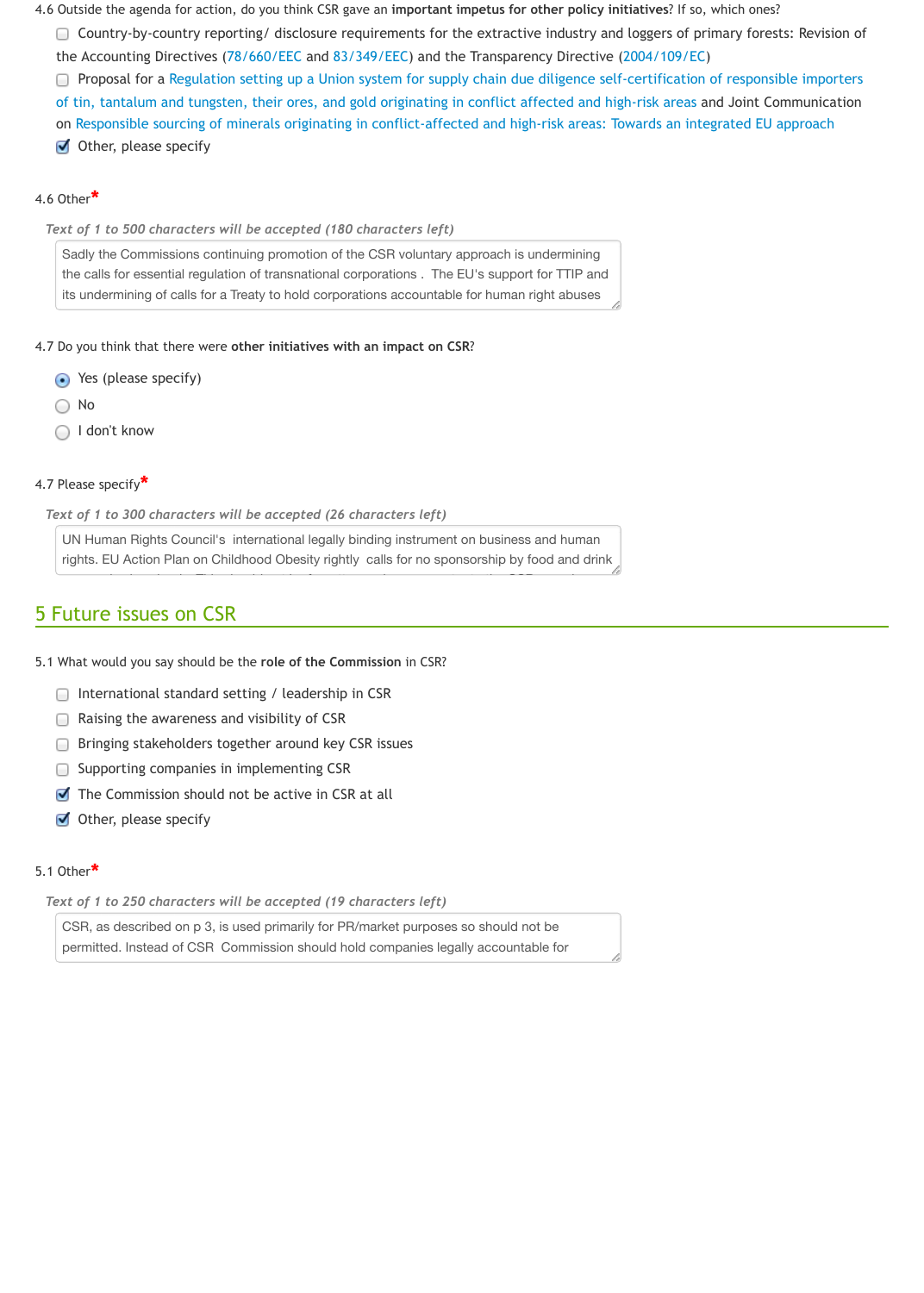4.6 Outside the agenda for action, do you think CSR gave an **important impetus for other policy initiatives**? If so, which ones?

- [ ] Country-by-country reporting/ disclosure requirements for the extractive industry and loggers of primary forests: Revision of the Accounting Directives (78/660/EEC and 83/349/EEC) and the Transparency Directive (2004/109/EC)
- [ ] Proposal for a Regulation setting up a Union system for supply chain due diligence self-certification of responsible importers of tin, tantalum and tungsten, their ores, and gold originating in conflict affected and high-risk areas and Joint Communication on Responsible sourcing of minerals originating in conflict-affected and high-risk areas: Towards an integrated EU approach
- [x] Other, please specify

4.6 Other*

*Text of 1 to 500 characters will be accepted (180 characters left)*

Sadly the Commissions continuing promotion of the CSR voluntary approach is undermining the calls for essential regulation of transnational corporations . The EU's support for TTIP and its undermining of calls for a Treaty to hold corporations accountable for human right abuses

4.7 Do you think that there were **other initiatives with an impact on CSR**?

- (●) Yes (please specify)
- ( ) No
- ( ) I don't know

4.7 Please specify*

*Text of 1 to 300 characters will be accepted (26 characters left)*

UN Human Rights Council's international legally binding instrument on business and human rights. EU Action Plan on Childhood Obesity rightly calls for no sponsorship by food and drink

## 5 Future issues on CSR

5.1 What would you say should be the **role of the Commission** in CSR?

- [ ] International standard setting / leadership in CSR
- [ ] Raising the awareness and visibility of CSR
- [ ] Bringing stakeholders together around key CSR issues
- [ ] Supporting companies in implementing CSR
- [x] The Commission should not be active in CSR at all
- [x] Other, please specify

5.1 Other*

*Text of 1 to 250 characters will be accepted (19 characters left)*

CSR, as described on p 3, is used primarily for PR/market purposes so should not be permitted. Instead of CSR Commission should hold companies legally accountable for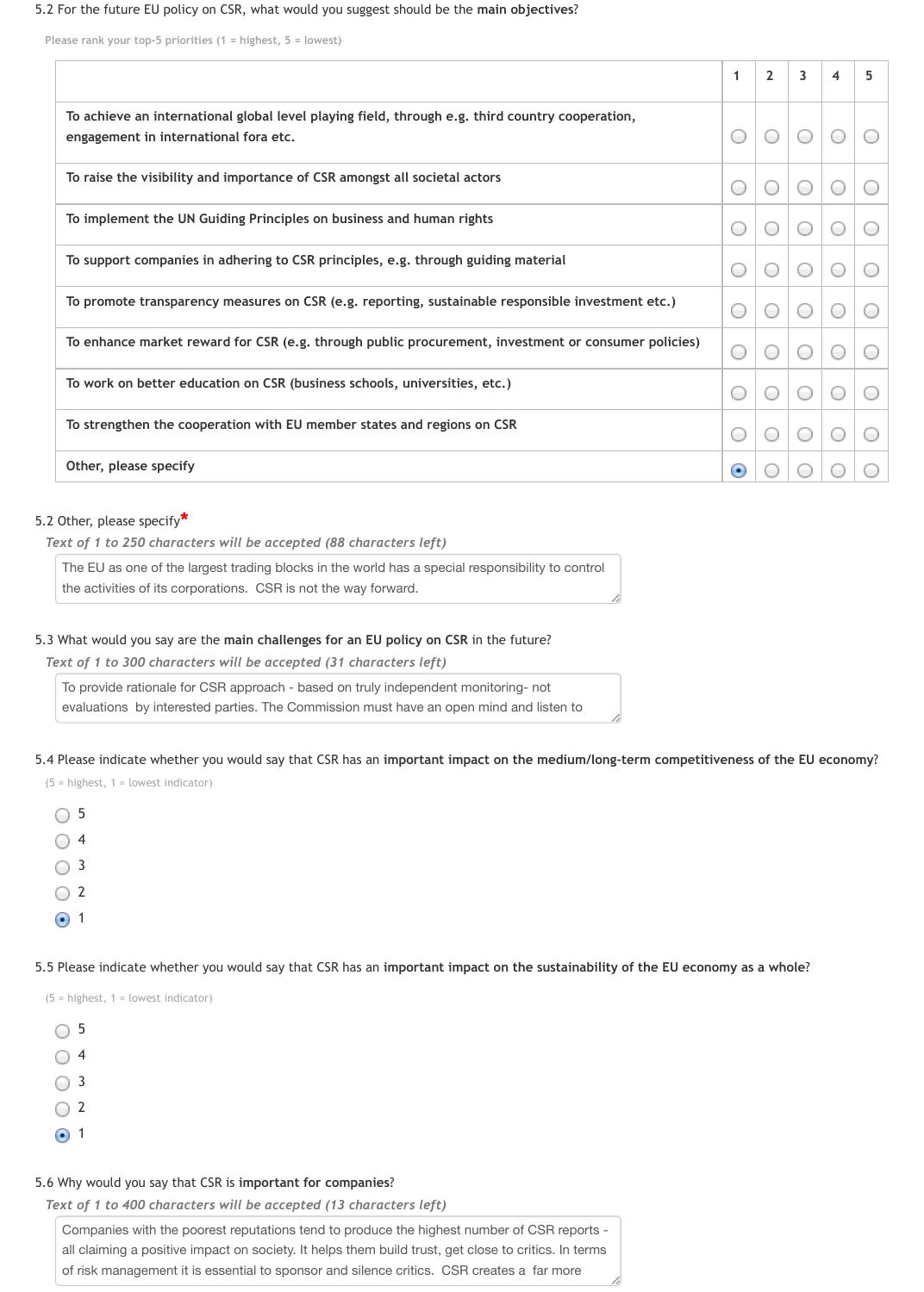5.2 For the future EU policy on CSR, what would you suggest should be the **main objectives**?

Please rank your top-5 priorities (1 = highest, 5 = lowest)

| | 1 | 2 | 3 | 4 | 5 |
|---|---|---|---|---|---|
| To achieve an international global level playing field, through e.g. third country cooperation, engagement in international fora etc. | ○ | ○ | ○ | ○ | ○ |
| To raise the visibility and importance of CSR amongst all societal actors | ○ | ○ | ○ | ○ | ○ |
| To implement the UN Guiding Principles on business and human rights | ○ | ○ | ○ | ○ | ○ |
| To support companies in adhering to CSR principles, e.g. through guiding material | ○ | ○ | ○ | ○ | ○ |
| To promote transparency measures on CSR (e.g. reporting, sustainable responsible investment etc.) | ○ | ○ | ○ | ○ | ○ |
| To enhance market reward for CSR (e.g. through public procurement, investment or consumer policies) | ○ | ○ | ○ | ○ | ○ |
| To work on better education on CSR (business schools, universities, etc.) | ○ | ○ | ○ | ○ | ○ |
| To strengthen the cooperation with EU member states and regions on CSR | ○ | ○ | ○ | ○ | ○ |
| Other, please specify | ● | ○ | ○ | ○ | ○ |

5.2 Other, please specify*

*Text of 1 to 250 characters will be accepted (88 characters left)*

The EU as one of the largest trading blocks in the world has a special responsibility to control the activities of its corporations. CSR is not the way forward.

5.3 What would you say are the **main challenges for an EU policy on CSR** in the future?

*Text of 1 to 300 characters will be accepted (31 characters left)*

To provide rationale for CSR approach - based on truly independent monitoring- not evaluations by interested parties. The Commission must have an open mind and listen to

5.4 Please indicate whether you would say that CSR has an **important impact on the medium/long-term competitiveness of the EU economy**?

(5 = highest, 1 = lowest indicator)

- ○ 5
- ○ 4
- ○ 3
- ○ 2
- ● 1

5.5 Please indicate whether you would say that CSR has an **important impact on the sustainability of the EU economy as a whole**?

(5 = highest, 1 = lowest indicator)

- ○ 5
- ○ 4
- ○ 3
- ○ 2
- ● 1

5.6 Why would you say that CSR is **important for companies**?

*Text of 1 to 400 characters will be accepted (13 characters left)*

Companies with the poorest reputations tend to produce the highest number of CSR reports - all claiming a positive impact on society. It helps them build trust, get close to critics. In terms of risk management it is essential to sponsor and silence critics. CSR creates a far more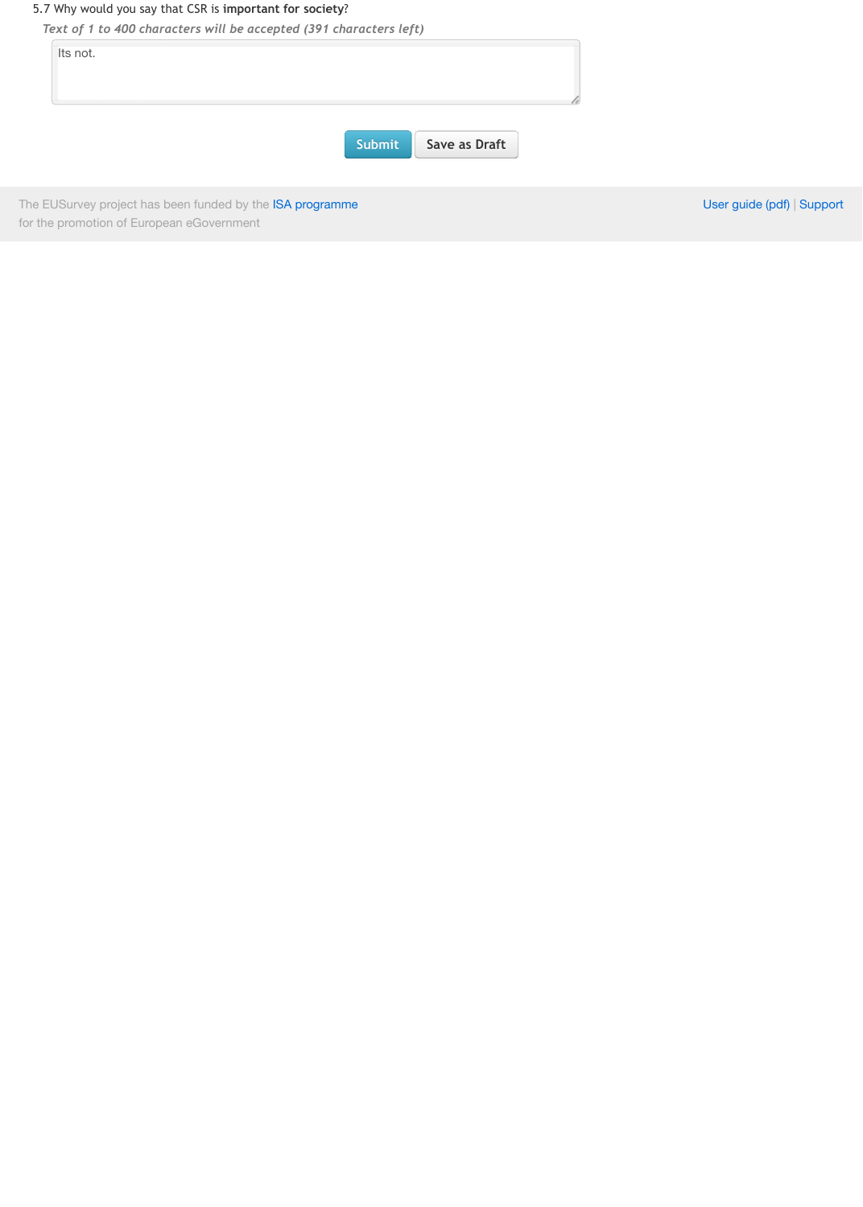5.7 Why would you say that CSR is **important for society**?

*Text of 1 to 400 characters will be accepted (391 characters left)*

Its not.

Submit | Save as Draft

The EUSurvey project has been funded by the ISA programme for the promotion of European eGovernment

User guide (pdf) | Support